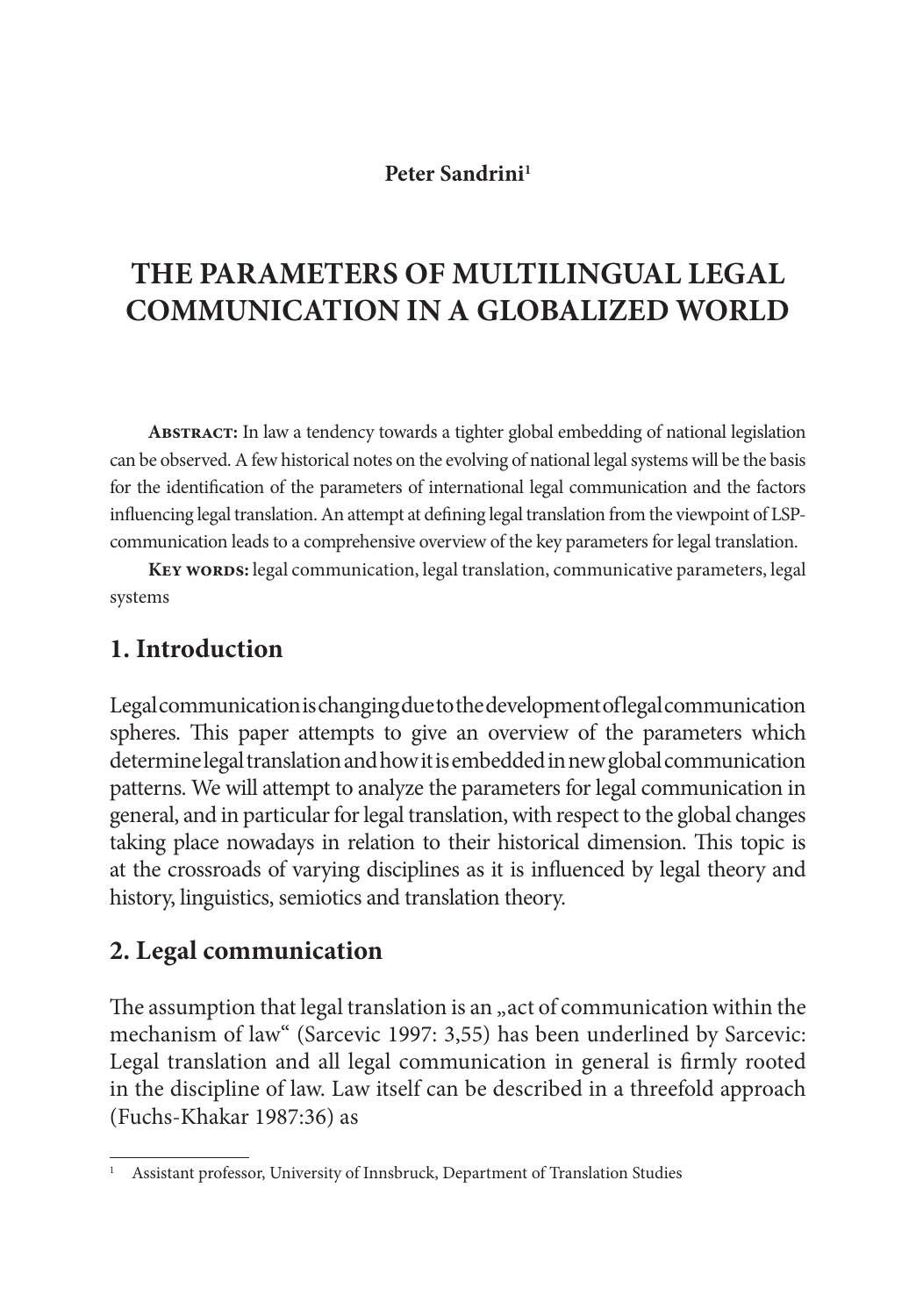**Peter Sandrini**[1]

# THE PARAMETERS OF MULTILINGUAL LEGAL COMMUNICATION IN A GLOBALIZED WORLD

**Abstract:** In law a tendency towards a tighter global embedding of national legislation can be observed. A few historical notes on the evolving of national legal systems will be the basis for the identification of the parameters of international legal communication and the factors influencing legal translation. An attempt at defining legal translation from the viewpoint of LSP-communication leads to a comprehensive overview of the key parameters for legal translation.

**Key words:** legal communication, legal translation, communicative parameters, legal systems

## 1. Introduction

Legal communication is changing due to the development of legal communication spheres. This paper attempts to give an overview of the parameters which determine legal translation and how it is embedded in new global communication patterns. We will attempt to analyze the parameters for legal communication in general, and in particular for legal translation, with respect to the global changes taking place nowadays in relation to their historical dimension. This topic is at the crossroads of varying disciplines as it is influenced by legal theory and history, linguistics, semiotics and translation theory.

## 2. Legal communication

The assumption that legal translation is an „act of communication within the mechanism of law" (Sarcevic 1997: 3,55) has been underlined by Sarcevic: Legal translation and all legal communication in general is firmly rooted in the discipline of law. Law itself can be described in a threefold approach (Fuchs-Khakar 1987:36) as

[1] Assistant professor, University of Innsbruck, Department of Translation Studies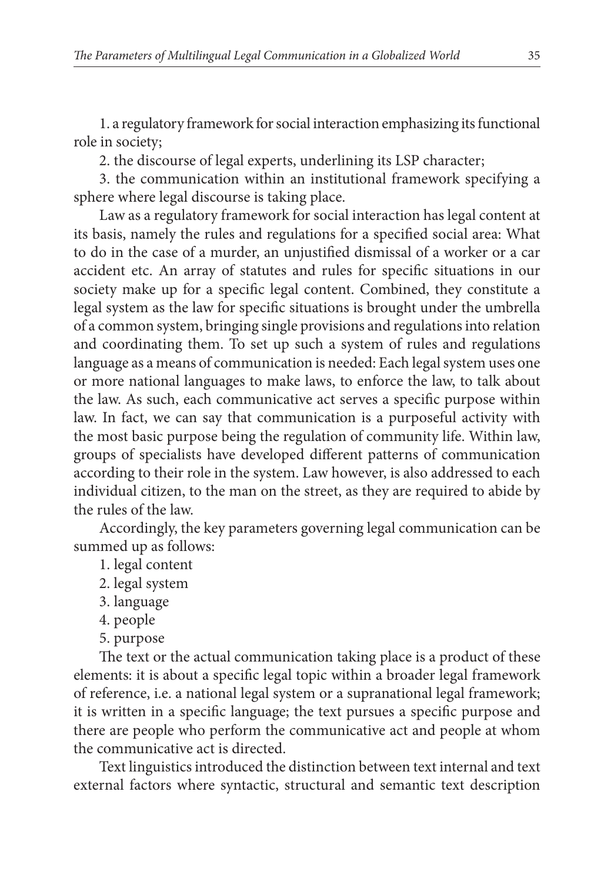1. a regulatory framework for social interaction emphasizing its functional role in society;

2. the discourse of legal experts, underlining its LSP character;

3. the communication within an institutional framework specifying a sphere where legal discourse is taking place.

Law as a regulatory framework for social interaction has legal content at its basis, namely the rules and regulations for a specified social area: What to do in the case of a murder, an unjustified dismissal of a worker or a car accident etc. An array of statutes and rules for specific situations in our society make up for a specific legal content. Combined, they constitute a legal system as the law for specific situations is brought under the umbrella of a common system, bringing single provisions and regulations into relation and coordinating them. To set up such a system of rules and regulations language as a means of communication is needed: Each legal system uses one or more national languages to make laws, to enforce the law, to talk about the law. As such, each communicative act serves a specific purpose within law. In fact, we can say that communication is a purposeful activity with the most basic purpose being the regulation of community life. Within law, groups of specialists have developed different patterns of communication according to their role in the system. Law however, is also addressed to each individual citizen, to the man on the street, as they are required to abide by the rules of the law.

Accordingly, the key parameters governing legal communication can be summed up as follows:

1. legal content
2. legal system
3. language
4. people
5. purpose

The text or the actual communication taking place is a product of these elements: it is about a specific legal topic within a broader legal framework of reference, i.e. a national legal system or a supranational legal framework; it is written in a specific language; the text pursues a specific purpose and there are people who perform the communicative act and people at whom the communicative act is directed.

Text linguistics introduced the distinction between text internal and text external factors where syntactic, structural and semantic text description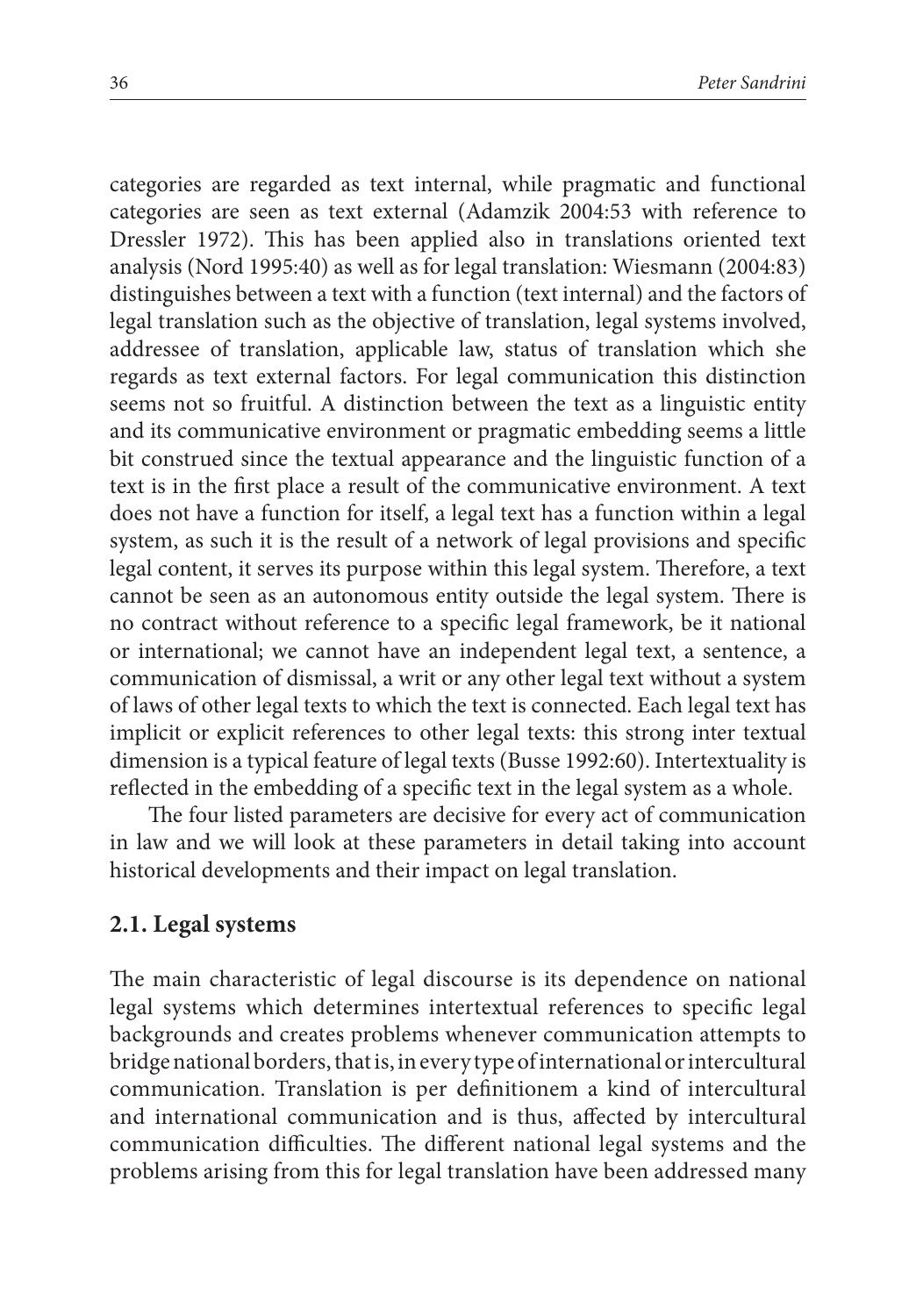categories are regarded as text internal, while pragmatic and functional categories are seen as text external (Adamzik 2004:53 with reference to Dressler 1972). This has been applied also in translations oriented text analysis (Nord 1995:40) as well as for legal translation: Wiesmann (2004:83) distinguishes between a text with a function (text internal) and the factors of legal translation such as the objective of translation, legal systems involved, addressee of translation, applicable law, status of translation which she regards as text external factors. For legal communication this distinction seems not so fruitful. A distinction between the text as a linguistic entity and its communicative environment or pragmatic embedding seems a little bit construed since the textual appearance and the linguistic function of a text is in the first place a result of the communicative environment. A text does not have a function for itself, a legal text has a function within a legal system, as such it is the result of a network of legal provisions and specific legal content, it serves its purpose within this legal system. Therefore, a text cannot be seen as an autonomous entity outside the legal system. There is no contract without reference to a specific legal framework, be it national or international; we cannot have an independent legal text, a sentence, a communication of dismissal, a writ or any other legal text without a system of laws of other legal texts to which the text is connected. Each legal text has implicit or explicit references to other legal texts: this strong inter textual dimension is a typical feature of legal texts (Busse 1992:60). Intertextuality is reflected in the embedding of a specific text in the legal system as a whole.

The four listed parameters are decisive for every act of communication in law and we will look at these parameters in detail taking into account historical developments and their impact on legal translation.

## 2.1. Legal systems

The main characteristic of legal discourse is its dependence on national legal systems which determines intertextual references to specific legal backgrounds and creates problems whenever communication attempts to bridge national borders, that is, in every type of international or intercultural communication. Translation is per definitionem a kind of intercultural and international communication and is thus, affected by intercultural communication difficulties. The different national legal systems and the problems arising from this for legal translation have been addressed many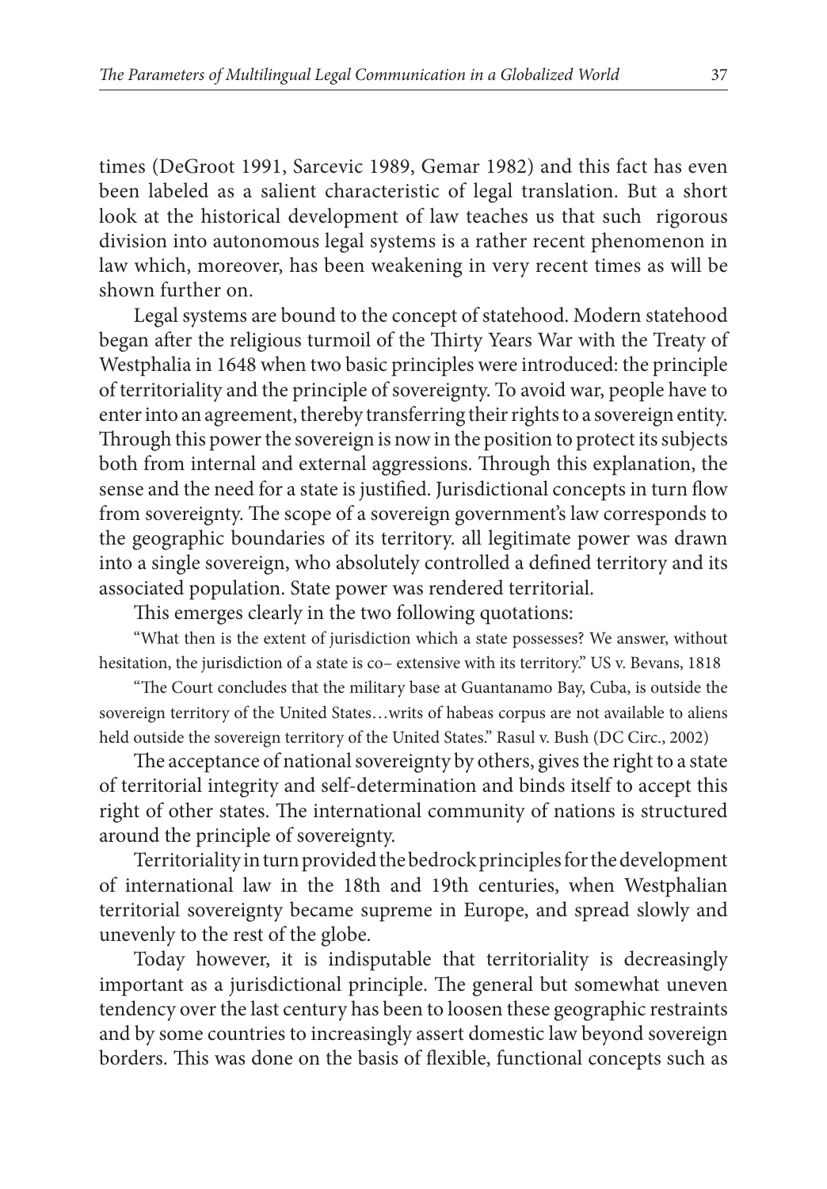times (DeGroot 1991, Sarcevic 1989, Gemar 1982) and this fact has even been labeled as a salient characteristic of legal translation. But a short look at the historical development of law teaches us that such rigorous division into autonomous legal systems is a rather recent phenomenon in law which, moreover, has been weakening in very recent times as will be shown further on.

Legal systems are bound to the concept of statehood. Modern statehood began after the religious turmoil of the Thirty Years War with the Treaty of Westphalia in 1648 when two basic principles were introduced: the principle of territoriality and the principle of sovereignty. To avoid war, people have to enter into an agreement, thereby transferring their rights to a sovereign entity. Through this power the sovereign is now in the position to protect its subjects both from internal and external aggressions. Through this explanation, the sense and the need for a state is justified. Jurisdictional concepts in turn flow from sovereignty. The scope of a sovereign government's law corresponds to the geographic boundaries of its territory. all legitimate power was drawn into a single sovereign, who absolutely controlled a defined territory and its associated population. State power was rendered territorial.

This emerges clearly in the two following quotations:

"What then is the extent of jurisdiction which a state possesses? We answer, without hesitation, the jurisdiction of a state is co– extensive with its territory." US v. Bevans, 1818

"The Court concludes that the military base at Guantanamo Bay, Cuba, is outside the sovereign territory of the United States…writs of habeas corpus are not available to aliens held outside the sovereign territory of the United States." Rasul v. Bush (DC Circ., 2002)

The acceptance of national sovereignty by others, gives the right to a state of territorial integrity and self-determination and binds itself to accept this right of other states. The international community of nations is structured around the principle of sovereignty.

Territoriality in turn provided the bedrock principles for the development of international law in the 18th and 19th centuries, when Westphalian territorial sovereignty became supreme in Europe, and spread slowly and unevenly to the rest of the globe.

Today however, it is indisputable that territoriality is decreasingly important as a jurisdictional principle. The general but somewhat uneven tendency over the last century has been to loosen these geographic restraints and by some countries to increasingly assert domestic law beyond sovereign borders. This was done on the basis of flexible, functional concepts such as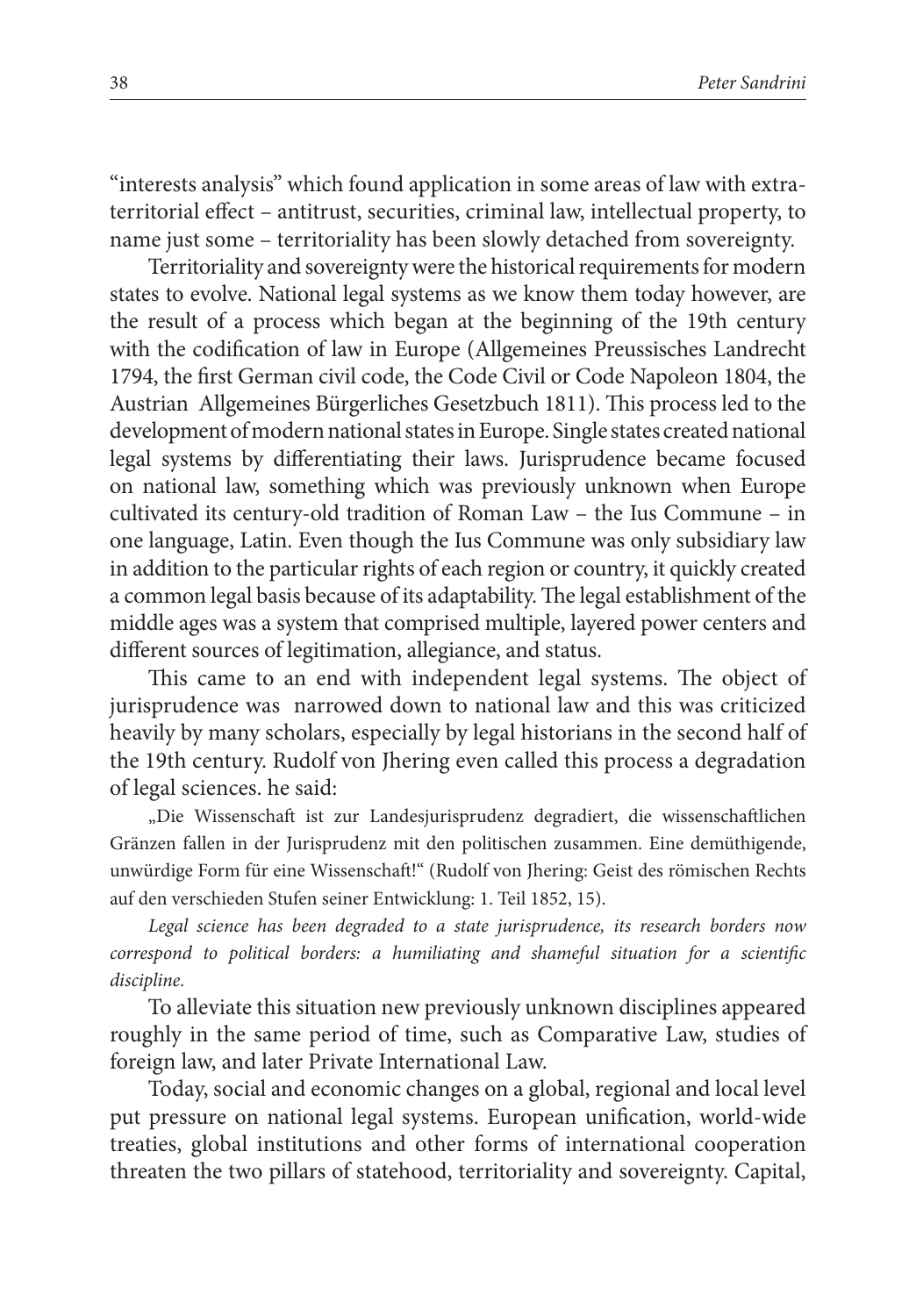"interests analysis" which found application in some areas of law with extra-territorial effect – antitrust, securities, criminal law, intellectual property, to name just some – territoriality has been slowly detached from sovereignty.

Territoriality and sovereignty were the historical requirements for modern states to evolve. National legal systems as we know them today however, are the result of a process which began at the beginning of the 19th century with the codification of law in Europe (Allgemeines Preussisches Landrecht 1794, the first German civil code, the Code Civil or Code Napoleon 1804, the Austrian Allgemeines Bürgerliches Gesetzbuch 1811). This process led to the development of modern national states in Europe. Single states created national legal systems by differentiating their laws. Jurisprudence became focused on national law, something which was previously unknown when Europe cultivated its century-old tradition of Roman Law – the Ius Commune – in one language, Latin. Even though the Ius Commune was only subsidiary law in addition to the particular rights of each region or country, it quickly created a common legal basis because of its adaptability. The legal establishment of the middle ages was a system that comprised multiple, layered power centers and different sources of legitimation, allegiance, and status.

This came to an end with independent legal systems. The object of jurisprudence was narrowed down to national law and this was criticized heavily by many scholars, especially by legal historians in the second half of the 19th century. Rudolf von Jhering even called this process a degradation of legal sciences. he said:

> „Die Wissenschaft ist zur Landesjurisprudenz degradiert, die wissenschaftlichen Gränzen fallen in der Jurisprudenz mit den politischen zusammen. Eine demüthigende, unwürdige Form für eine Wissenschaft!" (Rudolf von Jhering: Geist des römischen Rechts auf den verschieden Stufen seiner Entwicklung: 1. Teil 1852, 15).
>
> *Legal science has been degraded to a state jurisprudence, its research borders now correspond to political borders: a humiliating and shameful situation for a scientific discipline.*

To alleviate this situation new previously unknown disciplines appeared roughly in the same period of time, such as Comparative Law, studies of foreign law, and later Private International Law.

Today, social and economic changes on a global, regional and local level put pressure on national legal systems. European unification, world-wide treaties, global institutions and other forms of international cooperation threaten the two pillars of statehood, territoriality and sovereignty. Capital,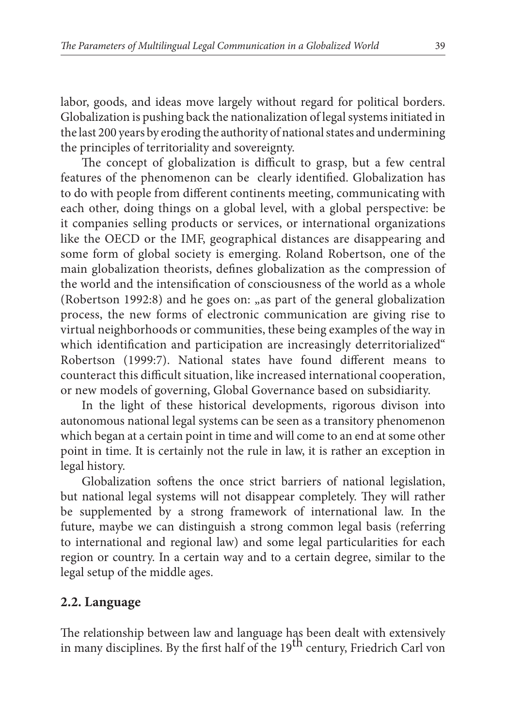labor, goods, and ideas move largely without regard for political borders. Globalization is pushing back the nationalization of legal systems initiated in the last 200 years by eroding the authority of national states and undermining the principles of territoriality and sovereignty.

The concept of globalization is difficult to grasp, but a few central features of the phenomenon can be clearly identified. Globalization has to do with people from different continents meeting, communicating with each other, doing things on a global level, with a global perspective: be it companies selling products or services, or international organizations like the OECD or the IMF, geographical distances are disappearing and some form of global society is emerging. Roland Robertson, one of the main globalization theorists, defines globalization as the compression of the world and the intensification of consciousness of the world as a whole (Robertson 1992:8) and he goes on: „as part of the general globalization process, the new forms of electronic communication are giving rise to virtual neighborhoods or communities, these being examples of the way in which identification and participation are increasingly deterritorialized" Robertson (1999:7). National states have found different means to counteract this difficult situation, like increased international cooperation, or new models of governing, Global Governance based on subsidiarity.

In the light of these historical developments, rigorous divison into autonomous national legal systems can be seen as a transitory phenomenon which began at a certain point in time and will come to an end at some other point in time. It is certainly not the rule in law, it is rather an exception in legal history.

Globalization softens the once strict barriers of national legislation, but national legal systems will not disappear completely. They will rather be supplemented by a strong framework of international law. In the future, maybe we can distinguish a strong common legal basis (referring to international and regional law) and some legal particularities for each region or country. In a certain way and to a certain degree, similar to the legal setup of the middle ages.

## 2.2. Language

The relationship between law and language has been dealt with extensively in many disciplines. By the first half of the 19th century, Friedrich Carl von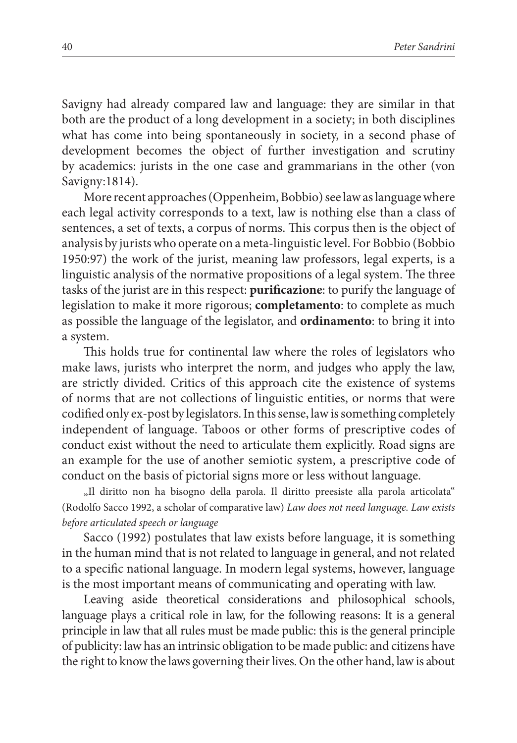Savigny had already compared law and language: they are similar in that both are the product of a long development in a society; in both disciplines what has come into being spontaneously in society, in a second phase of development becomes the object of further investigation and scrutiny by academics: jurists in the one case and grammarians in the other (von Savigny:1814).

More recent approaches (Oppenheim, Bobbio) see law as language where each legal activity corresponds to a text, law is nothing else than a class of sentences, a set of texts, a corpus of norms. This corpus then is the object of analysis by jurists who operate on a meta-linguistic level. For Bobbio (Bobbio 1950:97) the work of the jurist, meaning law professors, legal experts, is a linguistic analysis of the normative propositions of a legal system. The three tasks of the jurist are in this respect: **purificazione**: to purify the language of legislation to make it more rigorous; **completamento**: to complete as much as possible the language of the legislator, and **ordinamento**: to bring it into a system.

This holds true for continental law where the roles of legislators who make laws, jurists who interpret the norm, and judges who apply the law, are strictly divided. Critics of this approach cite the existence of systems of norms that are not collections of linguistic entities, or norms that were codified only ex-post by legislators. In this sense, law is something completely independent of language. Taboos or other forms of prescriptive codes of conduct exist without the need to articulate them explicitly. Road signs are an example for the use of another semiotic system, a prescriptive code of conduct on the basis of pictorial signs more or less without language.

„Il diritto non ha bisogno della parola. Il diritto preesiste alla parola articolata“ (Rodolfo Sacco 1992, a scholar of comparative law) *Law does not need language. Law exists before articulated speech or language*

Sacco (1992) postulates that law exists before language, it is something in the human mind that is not related to language in general, and not related to a specific national language. In modern legal systems, however, language is the most important means of communicating and operating with law.

Leaving aside theoretical considerations and philosophical schools, language plays a critical role in law, for the following reasons: It is a general principle in law that all rules must be made public: this is the general principle of publicity: law has an intrinsic obligation to be made public: and citizens have the right to know the laws governing their lives. On the other hand, law is about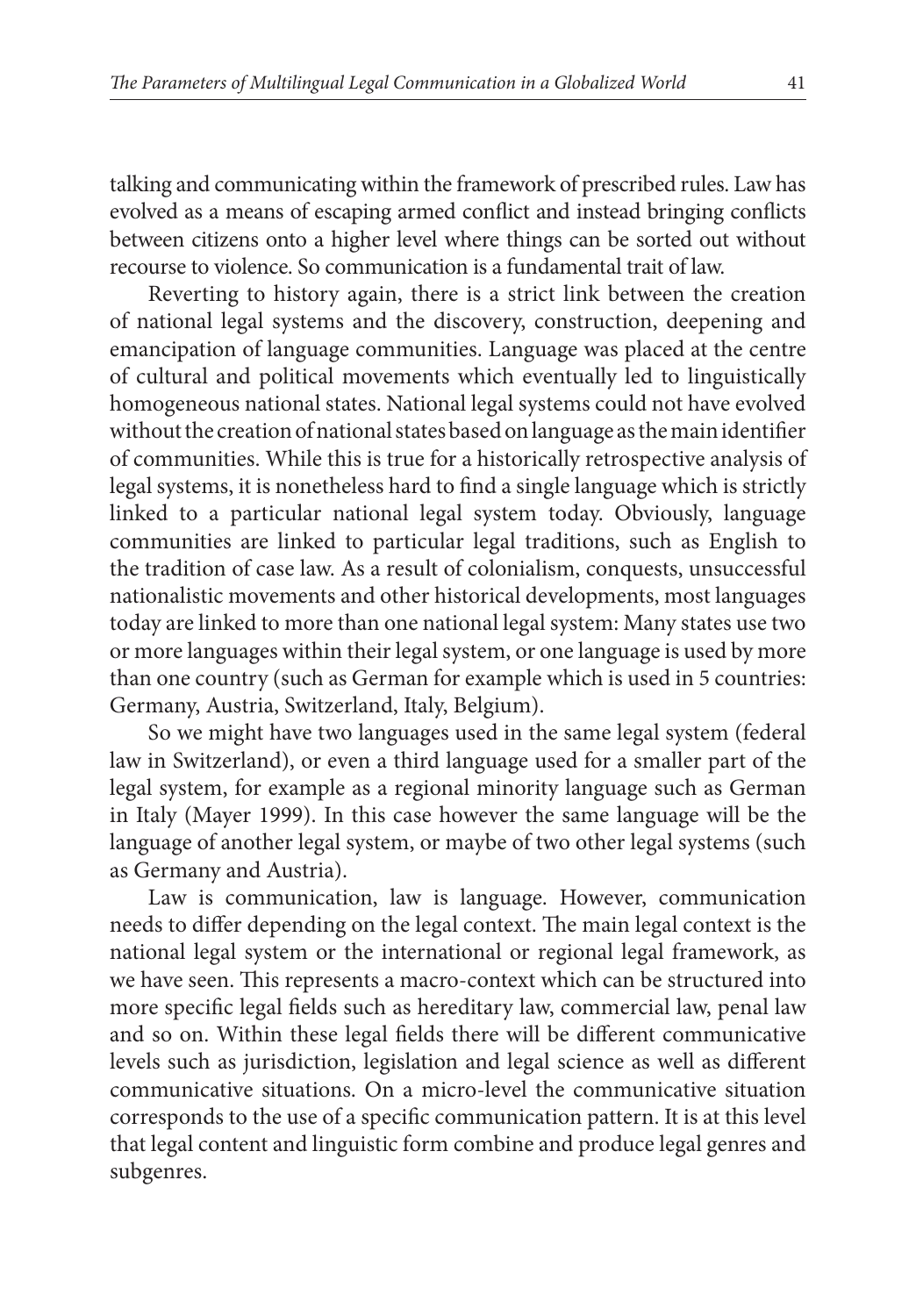talking and communicating within the framework of prescribed rules. Law has evolved as a means of escaping armed conflict and instead bringing conflicts between citizens onto a higher level where things can be sorted out without recourse to violence. So communication is a fundamental trait of law.

Reverting to history again, there is a strict link between the creation of national legal systems and the discovery, construction, deepening and emancipation of language communities. Language was placed at the centre of cultural and political movements which eventually led to linguistically homogeneous national states. National legal systems could not have evolved without the creation of national states based on language as the main identifier of communities. While this is true for a historically retrospective analysis of legal systems, it is nonetheless hard to find a single language which is strictly linked to a particular national legal system today. Obviously, language communities are linked to particular legal traditions, such as English to the tradition of case law. As a result of colonialism, conquests, unsuccessful nationalistic movements and other historical developments, most languages today are linked to more than one national legal system: Many states use two or more languages within their legal system, or one language is used by more than one country (such as German for example which is used in 5 countries: Germany, Austria, Switzerland, Italy, Belgium).

So we might have two languages used in the same legal system (federal law in Switzerland), or even a third language used for a smaller part of the legal system, for example as a regional minority language such as German in Italy (Mayer 1999). In this case however the same language will be the language of another legal system, or maybe of two other legal systems (such as Germany and Austria).

Law is communication, law is language. However, communication needs to differ depending on the legal context. The main legal context is the national legal system or the international or regional legal framework, as we have seen. This represents a macro-context which can be structured into more specific legal fields such as hereditary law, commercial law, penal law and so on. Within these legal fields there will be different communicative levels such as jurisdiction, legislation and legal science as well as different communicative situations. On a micro-level the communicative situation corresponds to the use of a specific communication pattern. It is at this level that legal content and linguistic form combine and produce legal genres and subgenres.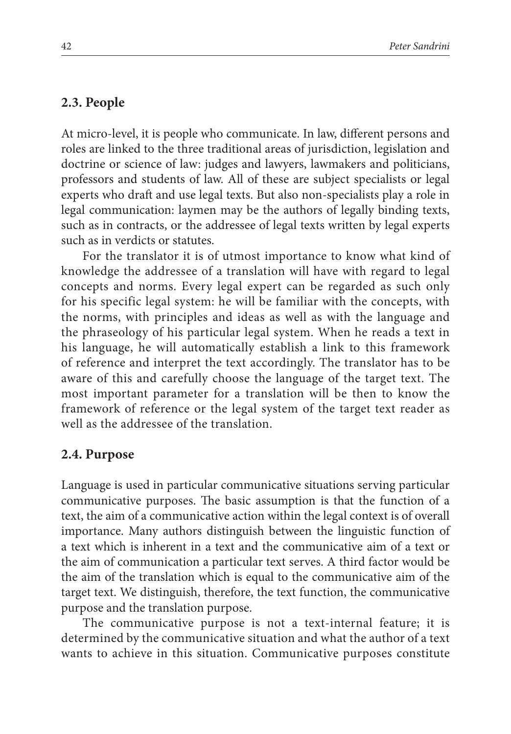## 2.3. People

At micro-level, it is people who communicate. In law, different persons and roles are linked to the three traditional areas of jurisdiction, legislation and doctrine or science of law: judges and lawyers, lawmakers and politicians, professors and students of law. All of these are subject specialists or legal experts who draft and use legal texts. But also non-specialists play a role in legal communication: laymen may be the authors of legally binding texts, such as in contracts, or the addressee of legal texts written by legal experts such as in verdicts or statutes.

For the translator it is of utmost importance to know what kind of knowledge the addressee of a translation will have with regard to legal concepts and norms. Every legal expert can be regarded as such only for his specific legal system: he will be familiar with the concepts, with the norms, with principles and ideas as well as with the language and the phraseology of his particular legal system. When he reads a text in his language, he will automatically establish a link to this framework of reference and interpret the text accordingly. The translator has to be aware of this and carefully choose the language of the target text. The most important parameter for a translation will be then to know the framework of reference or the legal system of the target text reader as well as the addressee of the translation.

## 2.4. Purpose

Language is used in particular communicative situations serving particular communicative purposes. The basic assumption is that the function of a text, the aim of a communicative action within the legal context is of overall importance. Many authors distinguish between the linguistic function of a text which is inherent in a text and the communicative aim of a text or the aim of communication a particular text serves. A third factor would be the aim of the translation which is equal to the communicative aim of the target text. We distinguish, therefore, the text function, the communicative purpose and the translation purpose.

The communicative purpose is not a text-internal feature; it is determined by the communicative situation and what the author of a text wants to achieve in this situation. Communicative purposes constitute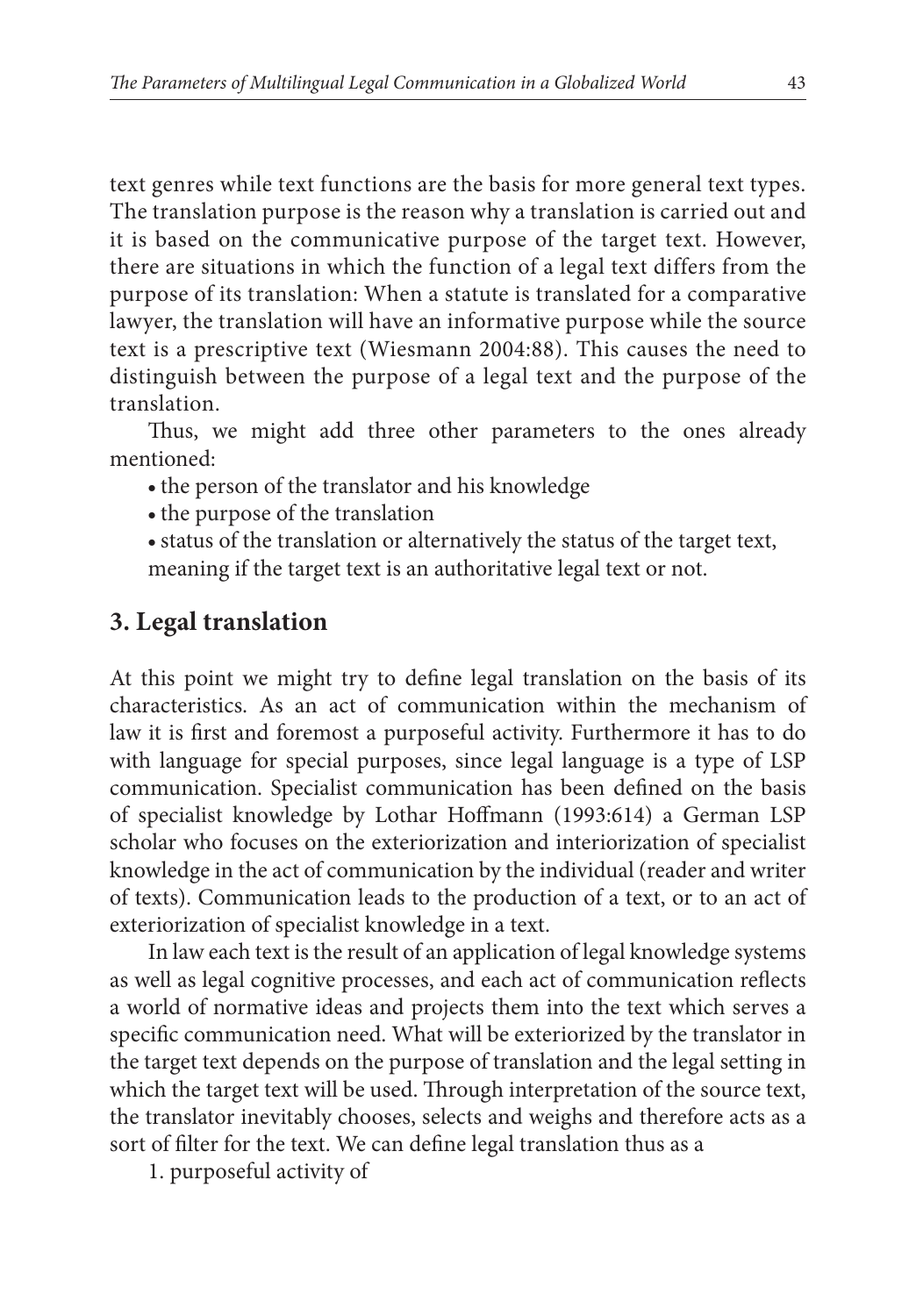text genres while text functions are the basis for more general text types. The translation purpose is the reason why a translation is carried out and it is based on the communicative purpose of the target text. However, there are situations in which the function of a legal text differs from the purpose of its translation: When a statute is translated for a comparative lawyer, the translation will have an informative purpose while the source text is a prescriptive text (Wiesmann 2004:88). This causes the need to distinguish between the purpose of a legal text and the purpose of the translation.

Thus, we might add three other parameters to the ones already mentioned:

- the person of the translator and his knowledge
- the purpose of the translation
- status of the translation or alternatively the status of the target text, meaning if the target text is an authoritative legal text or not.

## 3. Legal translation

At this point we might try to define legal translation on the basis of its characteristics. As an act of communication within the mechanism of law it is first and foremost a purposeful activity. Furthermore it has to do with language for special purposes, since legal language is a type of LSP communication. Specialist communication has been defined on the basis of specialist knowledge by Lothar Hoffmann (1993:614) a German LSP scholar who focuses on the exteriorization and interiorization of specialist knowledge in the act of communication by the individual (reader and writer of texts). Communication leads to the production of a text, or to an act of exteriorization of specialist knowledge in a text.

In law each text is the result of an application of legal knowledge systems as well as legal cognitive processes, and each act of communication reflects a world of normative ideas and projects them into the text which serves a specific communication need. What will be exteriorized by the translator in the target text depends on the purpose of translation and the legal setting in which the target text will be used. Through interpretation of the source text, the translator inevitably chooses, selects and weighs and therefore acts as a sort of filter for the text. We can define legal translation thus as a

1. purposeful activity of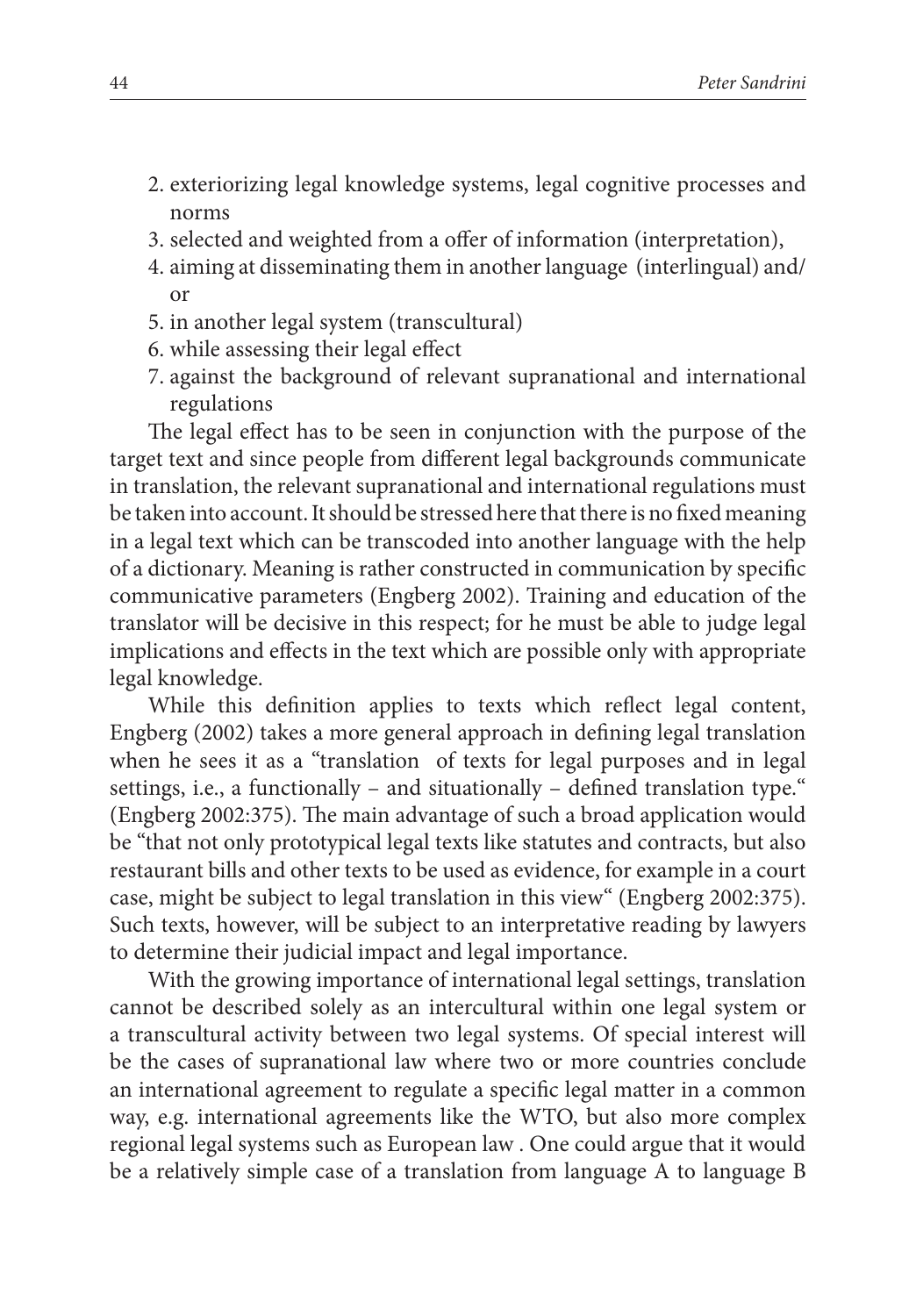2. exteriorizing legal knowledge systems, legal cognitive processes and norms
3. selected and weighted from a offer of information (interpretation),
4. aiming at disseminating them in another language (interlingual) and/or
5. in another legal system (transcultural)
6. while assessing their legal effect
7. against the background of relevant supranational and international regulations

The legal effect has to be seen in conjunction with the purpose of the target text and since people from different legal backgrounds communicate in translation, the relevant supranational and international regulations must be taken into account. It should be stressed here that there is no fixed meaning in a legal text which can be transcoded into another language with the help of a dictionary. Meaning is rather constructed in communication by specific communicative parameters (Engberg 2002). Training and education of the translator will be decisive in this respect; for he must be able to judge legal implications and effects in the text which are possible only with appropriate legal knowledge.

While this definition applies to texts which reflect legal content, Engberg (2002) takes a more general approach in defining legal translation when he sees it as a "translation of texts for legal purposes and in legal settings, i.e., a functionally – and situationally – defined translation type." (Engberg 2002:375). The main advantage of such a broad application would be "that not only prototypical legal texts like statutes and contracts, but also restaurant bills and other texts to be used as evidence, for example in a court case, might be subject to legal translation in this view" (Engberg 2002:375). Such texts, however, will be subject to an interpretative reading by lawyers to determine their judicial impact and legal importance.

With the growing importance of international legal settings, translation cannot be described solely as an intercultural within one legal system or a transcultural activity between two legal systems. Of special interest will be the cases of supranational law where two or more countries conclude an international agreement to regulate a specific legal matter in a common way, e.g. international agreements like the WTO, but also more complex regional legal systems such as European law . One could argue that it would be a relatively simple case of a translation from language A to language B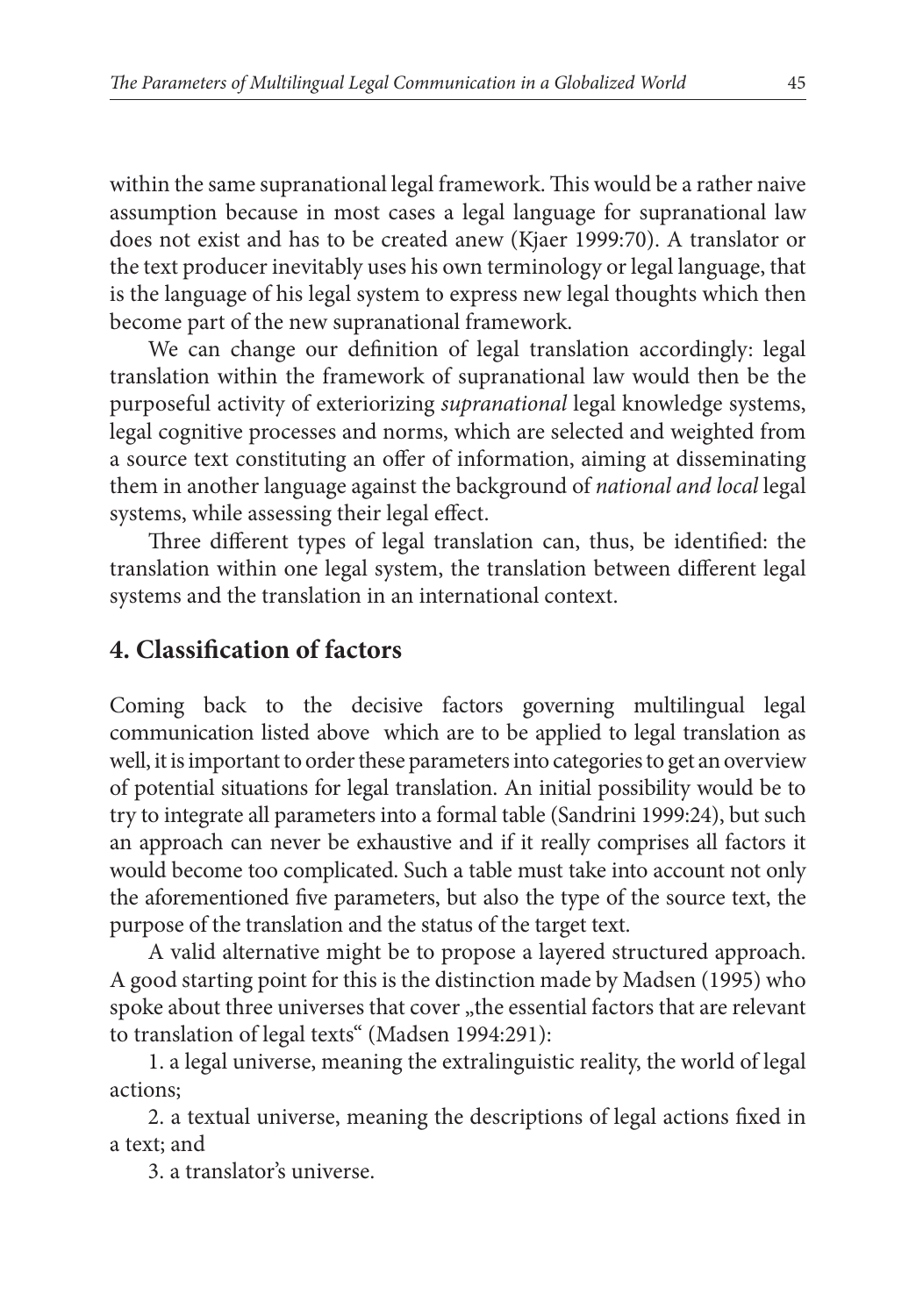within the same supranational legal framework. This would be a rather naive assumption because in most cases a legal language for supranational law does not exist and has to be created anew (Kjaer 1999:70). A translator or the text producer inevitably uses his own terminology or legal language, that is the language of his legal system to express new legal thoughts which then become part of the new supranational framework.

We can change our definition of legal translation accordingly: legal translation within the framework of supranational law would then be the purposeful activity of exteriorizing *supranational* legal knowledge systems, legal cognitive processes and norms, which are selected and weighted from a source text constituting an offer of information, aiming at disseminating them in another language against the background of *national and local* legal systems, while assessing their legal effect.

Three different types of legal translation can, thus, be identified: the translation within one legal system, the translation between different legal systems and the translation in an international context.

## 4. Classification of factors

Coming back to the decisive factors governing multilingual legal communication listed above which are to be applied to legal translation as well, it is important to order these parameters into categories to get an overview of potential situations for legal translation. An initial possibility would be to try to integrate all parameters into a formal table (Sandrini 1999:24), but such an approach can never be exhaustive and if it really comprises all factors it would become too complicated. Such a table must take into account not only the aforementioned five parameters, but also the type of the source text, the purpose of the translation and the status of the target text.

A valid alternative might be to propose a layered structured approach. A good starting point for this is the distinction made by Madsen (1995) who spoke about three universes that cover „the essential factors that are relevant to translation of legal texts" (Madsen 1994:291):

1. a legal universe, meaning the extralinguistic reality, the world of legal actions;

2. a textual universe, meaning the descriptions of legal actions fixed in a text; and

3. a translator's universe.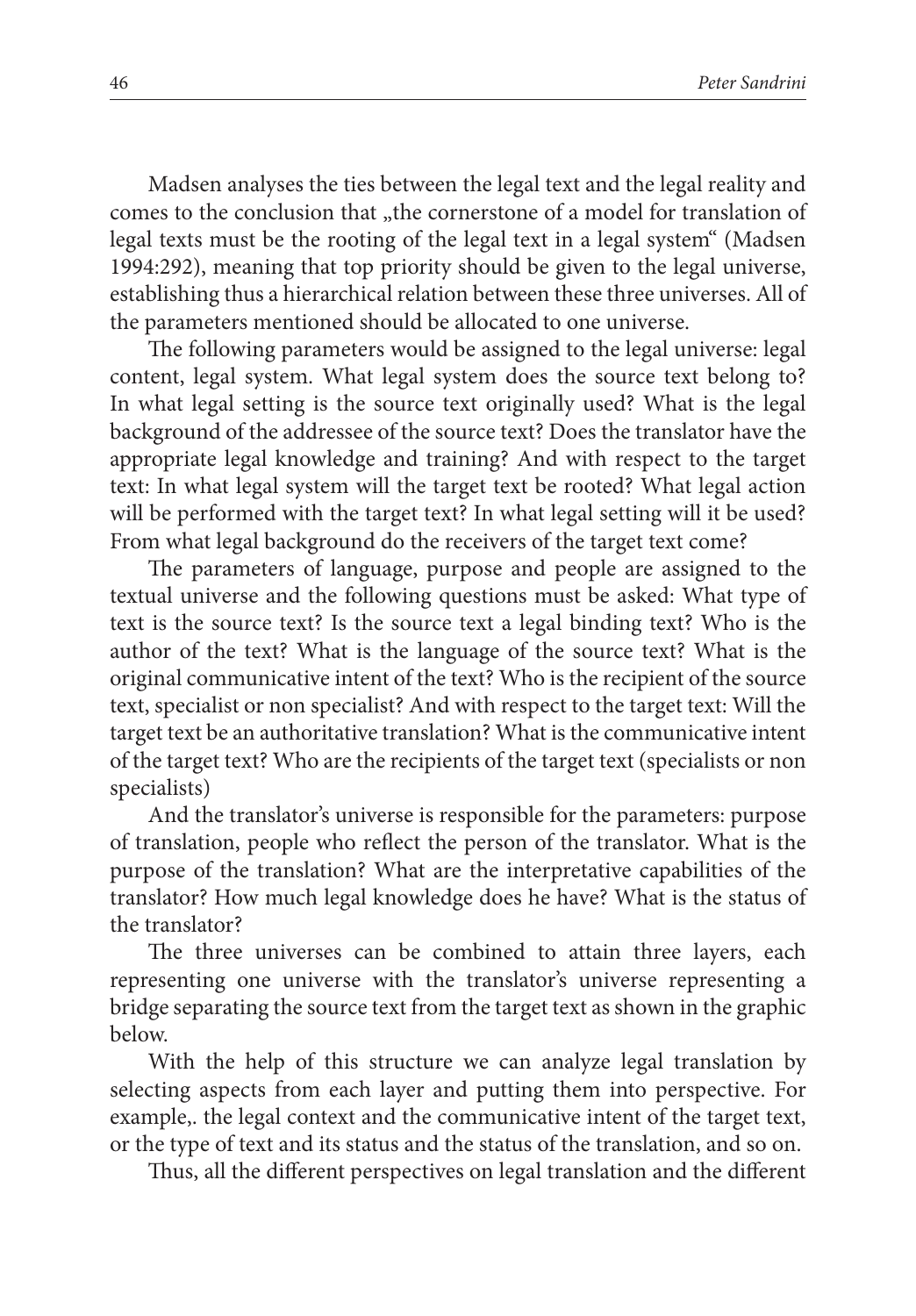Madsen analyses the ties between the legal text and the legal reality and comes to the conclusion that „the cornerstone of a model for translation of legal texts must be the rooting of the legal text in a legal system" (Madsen 1994:292), meaning that top priority should be given to the legal universe, establishing thus a hierarchical relation between these three universes. All of the parameters mentioned should be allocated to one universe.

The following parameters would be assigned to the legal universe: legal content, legal system. What legal system does the source text belong to? In what legal setting is the source text originally used? What is the legal background of the addressee of the source text? Does the translator have the appropriate legal knowledge and training? And with respect to the target text: In what legal system will the target text be rooted? What legal action will be performed with the target text? In what legal setting will it be used? From what legal background do the receivers of the target text come?

The parameters of language, purpose and people are assigned to the textual universe and the following questions must be asked: What type of text is the source text? Is the source text a legal binding text? Who is the author of the text? What is the language of the source text? What is the original communicative intent of the text? Who is the recipient of the source text, specialist or non specialist? And with respect to the target text: Will the target text be an authoritative translation? What is the communicative intent of the target text? Who are the recipients of the target text (specialists or non specialists)

And the translator's universe is responsible for the parameters: purpose of translation, people who reflect the person of the translator. What is the purpose of the translation? What are the interpretative capabilities of the translator? How much legal knowledge does he have? What is the status of the translator?

The three universes can be combined to attain three layers, each representing one universe with the translator's universe representing a bridge separating the source text from the target text as shown in the graphic below.

With the help of this structure we can analyze legal translation by selecting aspects from each layer and putting them into perspective. For example,. the legal context and the communicative intent of the target text, or the type of text and its status and the status of the translation, and so on.

Thus, all the different perspectives on legal translation and the different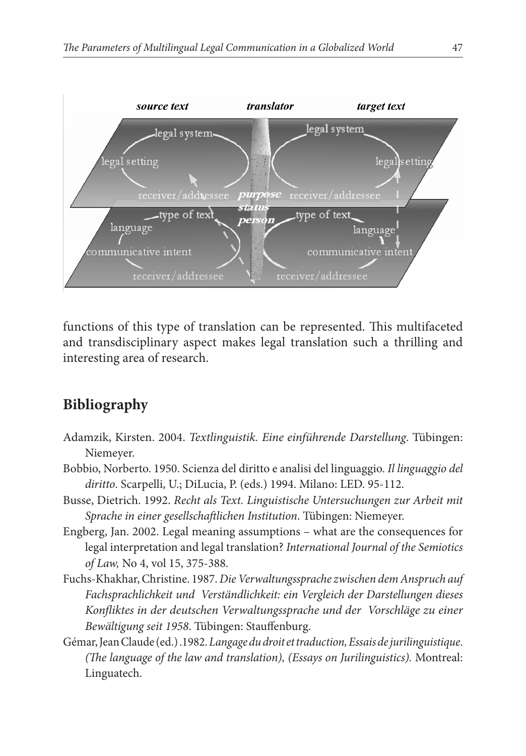functions of this type of translation can be represented. This multifaceted and transdisciplinary aspect makes legal translation such a thrilling and interesting area of research.

## Bibliography

Adamzik, Kirsten. 2004. *Textlinguistik. Eine einführende Darstellung*. Tübingen: Niemeyer.

Bobbio, Norberto. 1950. Scienza del diritto e analisi del linguaggio. *Il linguaggio del diritto*. Scarpelli, U.; DiLucia, P. (eds.) 1994. Milano: LED. 95-112.

Busse, Dietrich. 1992. *Recht als Text. Linguistische Untersuchungen zur Arbeit mit Sprache in einer gesellschaftlichen Institution*. Tübingen: Niemeyer.

Engberg, Jan. 2002. Legal meaning assumptions – what are the consequences for legal interpretation and legal translation? *International Journal of the Semiotics of Law,* No 4, vol 15, 375-388.

Fuchs-Khakhar, Christine. 1987. *Die Verwaltungssprache zwischen dem Anspruch auf Fachsprachlichkeit und Verständlichkeit: ein Vergleich der Darstellungen dieses Konfliktes in der deutschen Verwaltungssprache und der Vorschläge zu einer Bewältigung seit 1958*. Tübingen: Stauffenburg.

Gémar, Jean Claude (ed.) .1982. *Langage du droit et traduction, Essais de jurilinguistique. (The language of the law and translation), (Essays on Jurilinguistics).* Montreal: Linguatech.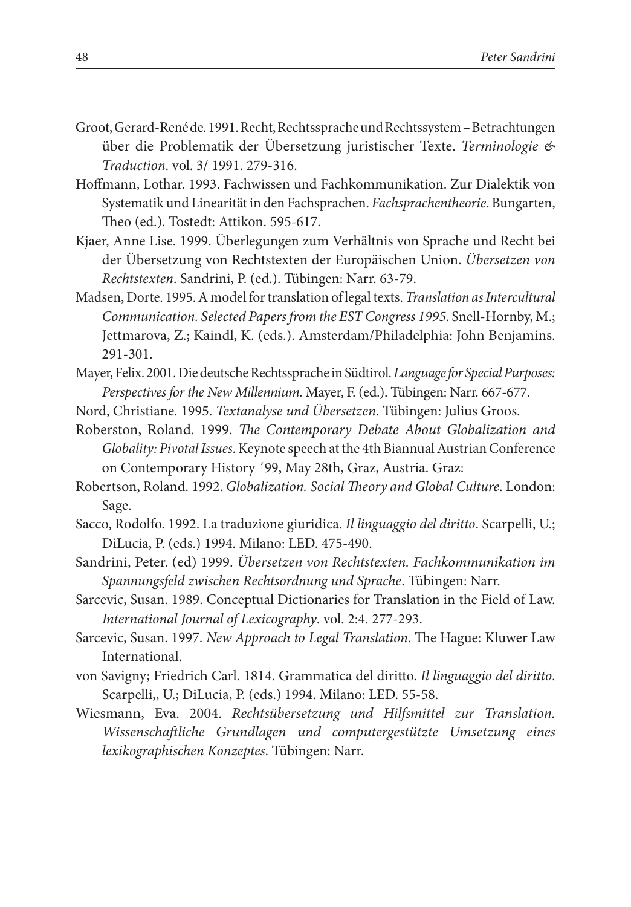Groot, Gerard-René de. 1991. Recht, Rechtssprache und Rechtssystem – Betrachtungen über die Problematik der Übersetzung juristischer Texte. *Terminologie & Traduction*. vol. 3/ 1991. 279-316.

Hoffmann, Lothar. 1993. Fachwissen und Fachkommunikation. Zur Dialektik von Systematik und Linearität in den Fachsprachen. *Fachsprachentheorie*. Bungarten, Theo (ed.). Tostedt: Attikon. 595-617.

Kjaer, Anne Lise. 1999. Überlegungen zum Verhältnis von Sprache und Recht bei der Übersetzung von Rechtstexten der Europäischen Union. *Übersetzen von Rechtstexten*. Sandrini, P. (ed.). Tübingen: Narr. 63-79.

Madsen, Dorte. 1995. A model for translation of legal texts. *Translation as Intercultural Communication. Selected Papers from the EST Congress 1995*. Snell-Hornby, M.; Jettmarova, Z.; Kaindl, K. (eds.). Amsterdam/Philadelphia: John Benjamins. 291-301.

Mayer, Felix. 2001. Die deutsche Rechtssprache in Südtirol. *Language for Special Purposes: Perspectives for the New Millennium.* Mayer, F. (ed.). Tübingen: Narr. 667-677.

Nord, Christiane. 1995. *Textanalyse und Übersetzen*. Tübingen: Julius Groos.

Roberston, Roland. 1999. *The Contemporary Debate About Globalization and Globality: Pivotal Issues*. Keynote speech at the 4th Biannual Austrian Conference on Contemporary History ´99, May 28th, Graz, Austria. Graz:

Robertson, Roland. 1992. *Globalization. Social Theory and Global Culture*. London: Sage.

Sacco, Rodolfo. 1992. La traduzione giuridica. *Il linguaggio del diritto*. Scarpelli, U.; DiLucia, P. (eds.) 1994. Milano: LED. 475-490.

Sandrini, Peter. (ed) 1999. *Übersetzen von Rechtstexten. Fachkommunikation im Spannungsfeld zwischen Rechtsordnung und Sprache*. Tübingen: Narr.

Sarcevic, Susan. 1989. Conceptual Dictionaries for Translation in the Field of Law. *International Journal of Lexicography*. vol. 2:4. 277-293.

Sarcevic, Susan. 1997. *New Approach to Legal Translation*. The Hague: Kluwer Law International.

von Savigny; Friedrich Carl. 1814. Grammatica del diritto. *Il linguaggio del diritto*. Scarpelli,, U.; DiLucia, P. (eds.) 1994. Milano: LED. 55-58.

Wiesmann, Eva. 2004. *Rechtsübersetzung und Hilfsmittel zur Translation. Wissenschaftliche Grundlagen und computergestützte Umsetzung eines lexikographischen Konzeptes*. Tübingen: Narr.